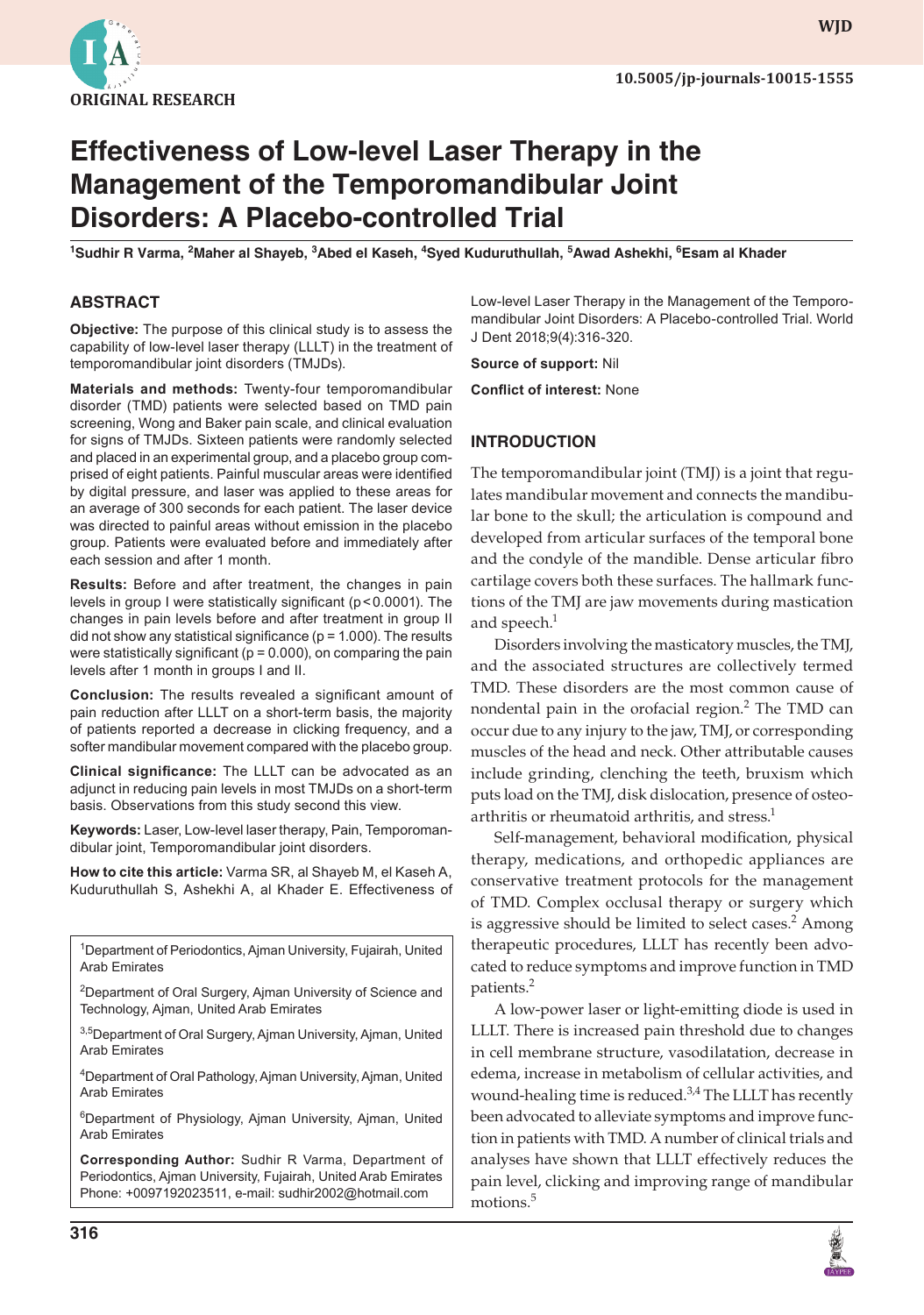ORIGINAL RESEARCH

10.5005/jp-journals-10015-1555

# Effectiveness of Low-level Laser Therapy in the Management of the Temporomandibular Joint Disorders: A Placebo-controlled Trial

[1]Sudhir R Varma, [2]Maher al Shayeb, [3]Abed el Kaseh, [4]Syed Kuduruthullah, [5]Awad Ashekhi, [6]Esam al Khader

## ABSTRACT

**Objective:** The purpose of this clinical study is to assess the capability of low-level laser therapy (LLLT) in the treatment of temporomandibular joint disorders (TMJDs).

**Materials and methods:** Twenty-four temporomandibular disorder (TMD) patients were selected based on TMD pain screening, Wong and Baker pain scale, and clinical evaluation for signs of TMJDs. Sixteen patients were randomly selected and placed in an experimental group, and a placebo group comprised of eight patients. Painful muscular areas were identified by digital pressure, and laser was applied to these areas for an average of 300 seconds for each patient. The laser device was directed to painful areas without emission in the placebo group. Patients were evaluated before and immediately after each session and after 1 month.

**Results:** Before and after treatment, the changes in pain levels in group I were statistically significant ($p < 0.0001$). The changes in pain levels before and after treatment in group II did not show any statistical significance ($p = 1.000$). The results were statistically significant ($p = 0.000$), on comparing the pain levels after 1 month in groups I and II.

**Conclusion:** The results revealed a significant amount of pain reduction after LLLT on a short-term basis, the majority of patients reported a decrease in clicking frequency, and a softer mandibular movement compared with the placebo group.

**Clinical significance:** The LLLT can be advocated as an adjunct in reducing pain levels in most TMJDs on a short-term basis. Observations from this study second this view.

**Keywords:** Laser, Low-level laser therapy, Pain, Temporomandibular joint, Temporomandibular joint disorders.

**How to cite this article:** Varma SR, al Shayeb M, el Kaseh A, Kuduruthullah S, Ashekhi A, al Khader E. Effectiveness of Low-level Laser Therapy in the Management of the Temporomandibular Joint Disorders: A Placebo-controlled Trial. World J Dent 2018;9(4):316-320.

**Source of support:** Nil

**Conflict of interest:** None

[1]Department of Periodontics, Ajman University, Fujairah, United Arab Emirates

[2]Department of Oral Surgery, Ajman University of Science and Technology, Ajman, United Arab Emirates

[3,5]Department of Oral Surgery, Ajman University, Ajman, United Arab Emirates

[4]Department of Oral Pathology, Ajman University, Ajman, United Arab Emirates

[6]Department of Physiology, Ajman University, Ajman, United Arab Emirates

**Corresponding Author:** Sudhir R Varma, Department of Periodontics, Ajman University, Fujairah, United Arab Emirates Phone: +0097192023511, e-mail: sudhir2002@hotmail.com

## INTRODUCTION

The temporomandibular joint (TMJ) is a joint that regulates mandibular movement and connects the mandibular bone to the skull; the articulation is compound and developed from articular surfaces of the temporal bone and the condyle of the mandible. Dense articular fibro cartilage covers both these surfaces. The hallmark functions of the TMJ are jaw movements during mastication and speech.[1]

Disorders involving the masticatory muscles, the TMJ, and the associated structures are collectively termed TMD. These disorders are the most common cause of nondental pain in the orofacial region.[2] The TMD can occur due to any injury to the jaw, TMJ, or corresponding muscles of the head and neck. Other attributable causes include grinding, clenching the teeth, bruxism which puts load on the TMJ, disk dislocation, presence of osteoarthritis or rheumatoid arthritis, and stress.[1]

Self-management, behavioral modification, physical therapy, medications, and orthopedic appliances are conservative treatment protocols for the management of TMD. Complex occlusal therapy or surgery which is aggressive should be limited to select cases.[2] Among therapeutic procedures, LLLT has recently been advocated to reduce symptoms and improve function in TMD patients.[2]

A low-power laser or light-emitting diode is used in LLLT. There is increased pain threshold due to changes in cell membrane structure, vasodilatation, decrease in edema, increase in metabolism of cellular activities, and wound-healing time is reduced.[3,4] The LLLT has recently been advocated to alleviate symptoms and improve function in patients with TMD. A number of clinical trials and analyses have shown that LLLT effectively reduces the pain level, clicking and improving range of mandibular motions.[5]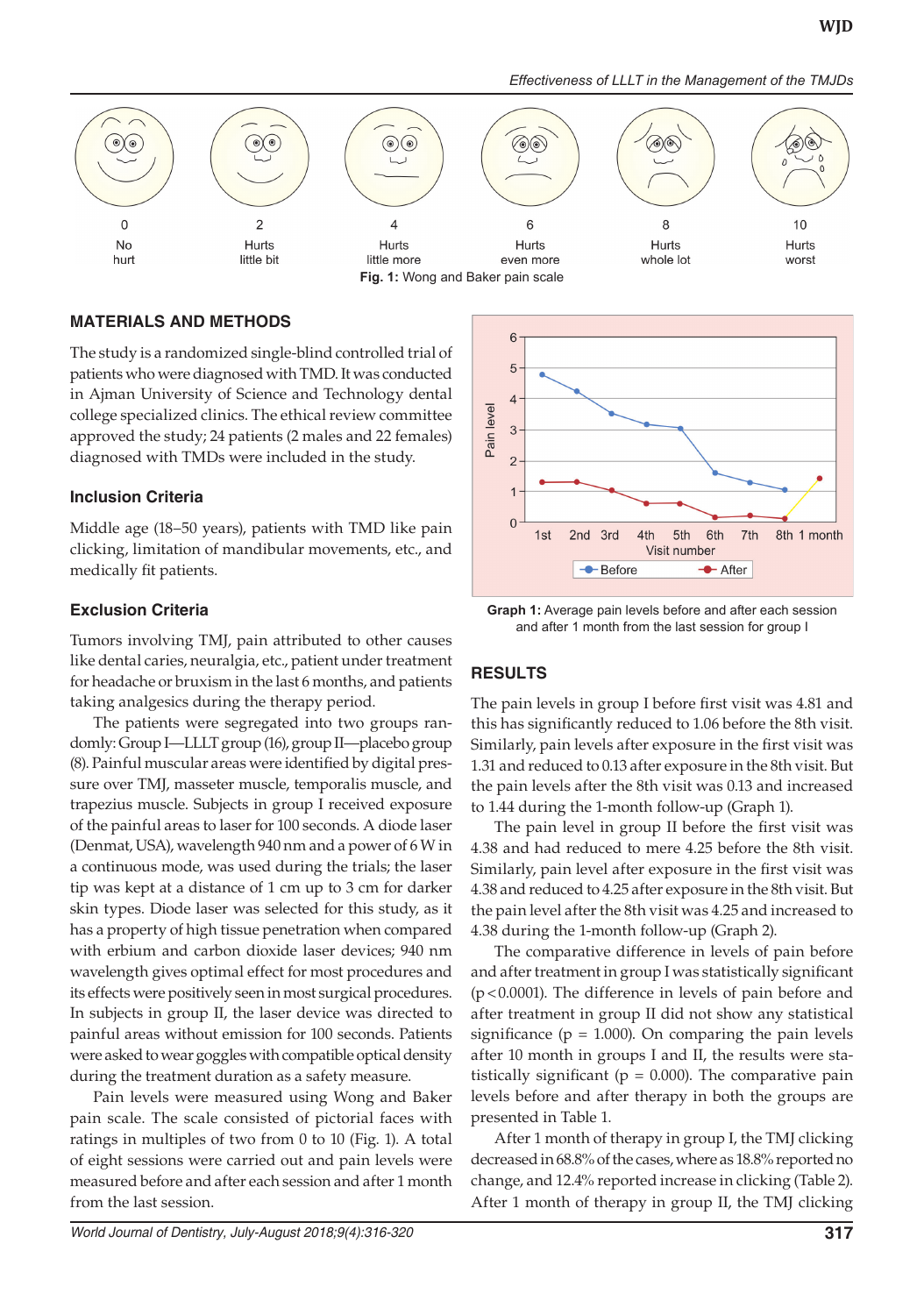Fig. 1: Wong and Baker pain scale

Graph 1: Average pain levels before and after each session and after 1 month from the last session for group I

## MATERIALS AND METHODS

The study is a randomized single-blind controlled trial of patients who were diagnosed with TMD. It was conducted in Ajman University of Science and Technology dental college specialized clinics. The ethical review committee approved the study; 24 patients (2 males and 22 females) diagnosed with TMDs were included in the study.

### Inclusion Criteria

Middle age (18–50 years), patients with TMD like pain clicking, limitation of mandibular movements, etc., and medically fit patients.

### Exclusion Criteria

Tumors involving TMJ, pain attributed to other causes like dental caries, neuralgia, etc., patient under treatment for headache or bruxism in the last 6 months, and patients taking analgesics during the therapy period.

The patients were segregated into two groups randomly: Group I—LLLT group (16), group II—placebo group (8). Painful muscular areas were identified by digital pressure over TMJ, masseter muscle, temporalis muscle, and trapezius muscle. Subjects in group I received exposure of the painful areas to laser for 100 seconds. A diode laser (Denmat, USA), wavelength 940 nm and a power of 6 W in a continuous mode, was used during the trials; the laser tip was kept at a distance of 1 cm up to 3 cm for darker skin types. Diode laser was selected for this study, as it has a property of high tissue penetration when compared with erbium and carbon dioxide laser devices; 940 nm wavelength gives optimal effect for most procedures and its effects were positively seen in most surgical procedures. In subjects in group II, the laser device was directed to painful areas without emission for 100 seconds. Patients were asked to wear goggles with compatible optical density during the treatment duration as a safety measure.

Pain levels were measured using Wong and Baker pain scale. The scale consisted of pictorial faces with ratings in multiples of two from 0 to 10 (Fig. 1). A total of eight sessions were carried out and pain levels were measured before and after each session and after 1 month from the last session.

## RESULTS

The pain levels in group I before first visit was 4.81 and this has significantly reduced to 1.06 before the 8th visit. Similarly, pain levels after exposure in the first visit was 1.31 and reduced to 0.13 after exposure in the 8th visit. But the pain levels after the 8th visit was 0.13 and increased to 1.44 during the 1-month follow-up (Graph 1).

The pain level in group II before the first visit was 4.38 and had reduced to mere 4.25 before the 8th visit. Similarly, pain level after exposure in the first visit was 4.38 and reduced to 4.25 after exposure in the 8th visit. But the pain level after the 8th visit was 4.25 and increased to 4.38 during the 1-month follow-up (Graph 2).

The comparative difference in levels of pain before and after treatment in group I was statistically significant ($p < 0.0001$). The difference in levels of pain before and after treatment in group II did not show any statistical significance ($p = 1.000$). On comparing the pain levels after 10 month in groups I and II, the results were statistically significant ($p = 0.000$). The comparative pain levels before and after therapy in both the groups are presented in Table 1.

After 1 month of therapy in group I, the TMJ clicking decreased in 68.8% of the cases, where as 18.8% reported no change, and 12.4% reported increase in clicking (Table 2). After 1 month of therapy in group II, the TMJ clicking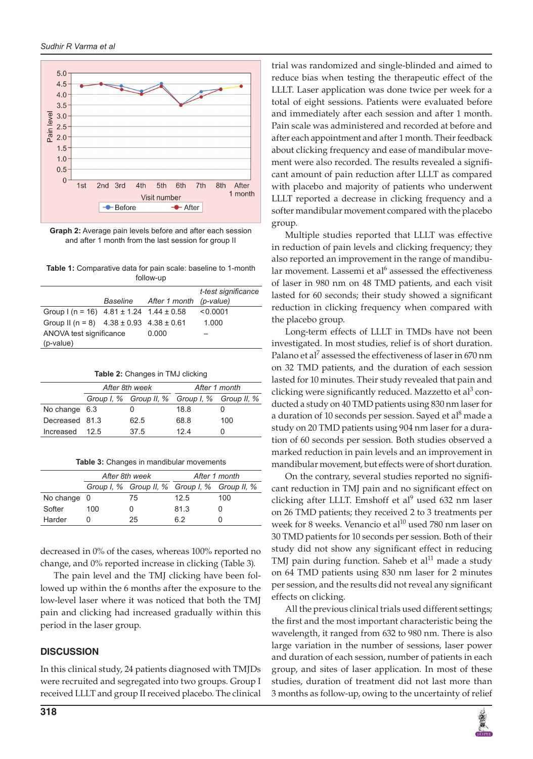**Graph 2:** Average pain levels before and after each session and after 1 month from the last session for group II

**Table 1:** Comparative data for pain scale: baseline to 1-month follow-up

| | Baseline | After 1 month | t-test significance (p-value) |
|---|---|---|---|
| Group I (n = 16) | 4.81 ± 1.24 | 1.44 ± 0.58 | <0.0001 |
| Group II (n = 8) | 4.38 ± 0.93 | 4.38 ± 0.61 | 1.000 |
| ANOVA test significance (p-value) | | 0.000 | – |

**Table 2:** Changes in TMJ clicking

| | After 8th week | | After 1 month | |
|---|---|---|---|---|
| | Group I, % | Group II, % | Group I, % | Group II, % |
| No change | 6.3 | 0 | 18.8 | 0 |
| Decreased | 81.3 | 62.5 | 68.8 | 100 |
| Increased | 12.5 | 37.5 | 12.4 | 0 |

**Table 3:** Changes in mandibular movements

| | After 8th week | | After 1 month | |
|---|---|---|---|---|
| | Group I, % | Group II, % | Group I, % | Group II, % |
| No change | 0 | 75 | 12.5 | 100 |
| Softer | 100 | 0 | 81.3 | 0 |
| Harder | 0 | 25 | 6.2 | 0 |

decreased in 0% of the cases, whereas 100% reported no change, and 0% reported increase in clicking (Table 3).

The pain level and the TMJ clicking have been followed up within the 6 months after the exposure to the low-level laser where it was noticed that both the TMJ pain and clicking had increased gradually within this period in the laser group.

## DISCUSSION

In this clinical study, 24 patients diagnosed with TMJDs were recruited and segregated into two groups. Group I received LLLT and group II received placebo. The clinical trial was randomized and single-blinded and aimed to reduce bias when testing the therapeutic effect of the LLLT. Laser application was done twice per week for a total of eight sessions. Patients were evaluated before and immediately after each session and after 1 month. Pain scale was administered and recorded at before and after each appointment and after 1 month. Their feedback about clicking frequency and ease of mandibular movement were also recorded. The results revealed a significant amount of pain reduction after LLLT as compared with placebo and majority of patients who underwent LLLT reported a decrease in clicking frequency and a softer mandibular movement compared with the placebo group.

Multiple studies reported that LLLT was effective in reduction of pain levels and clicking frequency; they also reported an improvement in the range of mandibular movement. Lassemi et al[6] assessed the effectiveness of laser in 980 nm on 48 TMD patients, and each visit lasted for 60 seconds; their study showed a significant reduction in clicking frequency when compared with the placebo group.

Long-term effects of LLLT in TMDs have not been investigated. In most studies, relief is of short duration. Palano et al[7] assessed the effectiveness of laser in 670 nm on 32 TMD patients, and the duration of each session lasted for 10 minutes. Their study revealed that pain and clicking were significantly reduced. Mazzetto et al[3] conducted a study on 40 TMD patients using 830 nm laser for a duration of 10 seconds per session. Sayed et al[8] made a study on 20 TMD patients using 904 nm laser for a duration of 60 seconds per session. Both studies observed a marked reduction in pain levels and an improvement in mandibular movement, but effects were of short duration.

On the contrary, several studies reported no significant reduction in TMJ pain and no significant effect on clicking after LLLT. Emshoff et al[9] used 632 nm laser on 26 TMD patients; they received 2 to 3 treatments per week for 8 weeks. Venancio et al[10] used 780 nm laser on 30 TMD patients for 10 seconds per session. Both of their study did not show any significant effect in reducing TMJ pain during function. Saheb et al[11] made a study on 64 TMD patients using 830 nm laser for 2 minutes per session, and the results did not reveal any significant effects on clicking.

All the previous clinical trials used different settings; the first and the most important characteristic being the wavelength, it ranged from 632 to 980 nm. There is also large variation in the number of sessions, laser power and duration of each session, number of patients in each group, and sites of laser application. In most of these studies, duration of treatment did not last more than 3 months as follow-up, owing to the uncertainty of relief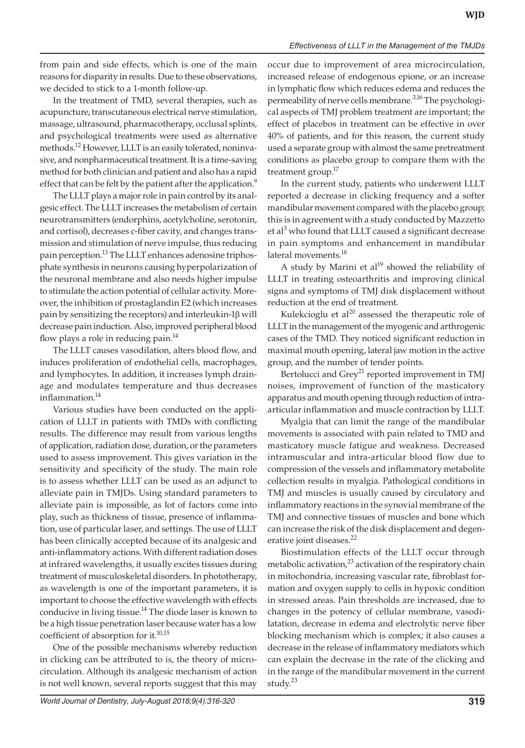from pain and side effects, which is one of the main reasons for disparity in results. Due to these observations, we decided to stick to a 1-month follow-up.

In the treatment of TMD, several therapies, such as acupuncture, transcutaneous electrical nerve stimulation, massage, ultrasound, pharmacotherapy, occlusal splints, and psychological treatments were used as alternative methods.[12] However, LLLT is an easily tolerated, noninvasive, and nonpharmaceutical treatment. It is a time-saving method for both clinician and patient and also has a rapid effect that can be felt by the patient after the application.[9]

The LLLT plays a major role in pain control by its analgesic effect. The LLLT increases the metabolism of certain neurotransmitters (endorphins, acetylcholine, serotonin, and cortisol), decreases c-fiber cavity, and changes transmission and stimulation of nerve impulse, thus reducing pain perception.[13] The LLLT enhances adenosine triphosphate synthesis in neurons causing hyperpolarization of the neuronal membrane and also needs higher impulse to stimulate the action potential of cellular activity. Moreover, the inhibition of prostaglandin E2 (which increases pain by sensitizing the receptors) and interleukin-1β will decrease pain induction. Also, improved peripheral blood flow plays a role in reducing pain.[14]

The LLLT causes vasodilation, alters blood flow, and induces proliferation of endothelial cells, macrophages, and lymphocytes. In addition, it increases lymph drainage and modulates temperature and thus decreases inflammation.[14]

Various studies have been conducted on the application of LLLT in patients with TMDs with conflicting results. The difference may result from various lengths of application, radiation dose, duration, or the parameters used to assess improvement. This gives variation in the sensitivity and specificity of the study. The main role is to assess whether LLLT can be used as an adjunct to alleviate pain in TMJDs. Using standard parameters to alleviate pain is impossible, as lot of factors come into play, such as thickness of tissue, presence of inflammation, use of particular laser, and settings. The use of LLLT has been clinically accepted because of its analgesic and anti-inflammatory actions. With different radiation doses at infrared wavelengths, it usually excites tissues during treatment of musculoskeletal disorders. In phototherapy, as wavelength is one of the important parameters, it is important to choose the effective wavelength with effects conducive in living tissue.[14] The diode laser is known to be a high tissue penetration laser because water has a low coefficient of absorption for it.[10,15]

One of the possible mechanisms whereby reduction in clicking can be attributed to is, the theory of microcirculation. Although its analgesic mechanism of action is not well known, several reports suggest that this may occur due to improvement of area microcirculation, increased release of endogenous epione, or an increase in lymphatic flow which reduces edema and reduces the permeability of nerve cells membrane.[3,16] The psychological aspects of TMJ problem treatment are important; the effect of placebos in treatment can be effective in over 40% of patients, and for this reason, the current study used a separate group with almost the same pretreatment conditions as placebo group to compare them with the treatment group.[17]

In the current study, patients who underwent LLLT reported a decrease in clicking frequency and a softer mandibular movement compared with the placebo group; this is in agreement with a study conducted by Mazzetto et al[3] who found that LLLT caused a significant decrease in pain symptoms and enhancement in mandibular lateral movements.[18]

A study by Marini et al[19] showed the reliability of LLLT in treating osteoarthritis and improving clinical signs and symptoms of TMJ disk displacement without reduction at the end of treatment.

Kulekcioglu et al[20] assessed the therapeutic role of LLLT in the management of the myogenic and arthrogenic cases of the TMD. They noticed significant reduction in maximal mouth opening, lateral jaw motion in the active group, and the number of tender points.

Bertolucci and Grey[21] reported improvement in TMJ noises, improvement of function of the masticatory apparatus and mouth opening through reduction of intra-articular inflammation and muscle contraction by LLLT.

Myalgia that can limit the range of the mandibular movements is associated with pain related to TMD and masticatory muscle fatigue and weakness. Decreased intramuscular and intra-articular blood flow due to compression of the vessels and inflammatory metabolite collection results in myalgia. Pathological conditions in TMJ and muscles is usually caused by circulatory and inflammatory reactions in the synovial membrane of the TMJ and connective tissues of muscles and bone which can increase the risk of the disk displacement and degenerative joint diseases.[22]

Biostimulation effects of the LLLT occur through metabolic activation,[23] activation of the respiratory chain in mitochondria, increasing vascular rate, fibroblast formation and oxygen supply to cells in hypoxic condition in stressed areas. Pain thresholds are increased, due to changes in the potency of cellular membrane, vasodilatation, decrease in edema and electrolytic nerve fiber blocking mechanism which is complex; it also causes a decrease in the release of inflammatory mediators which can explain the decrease in the rate of the clicking and in the range of the mandibular movement in the current study.[23]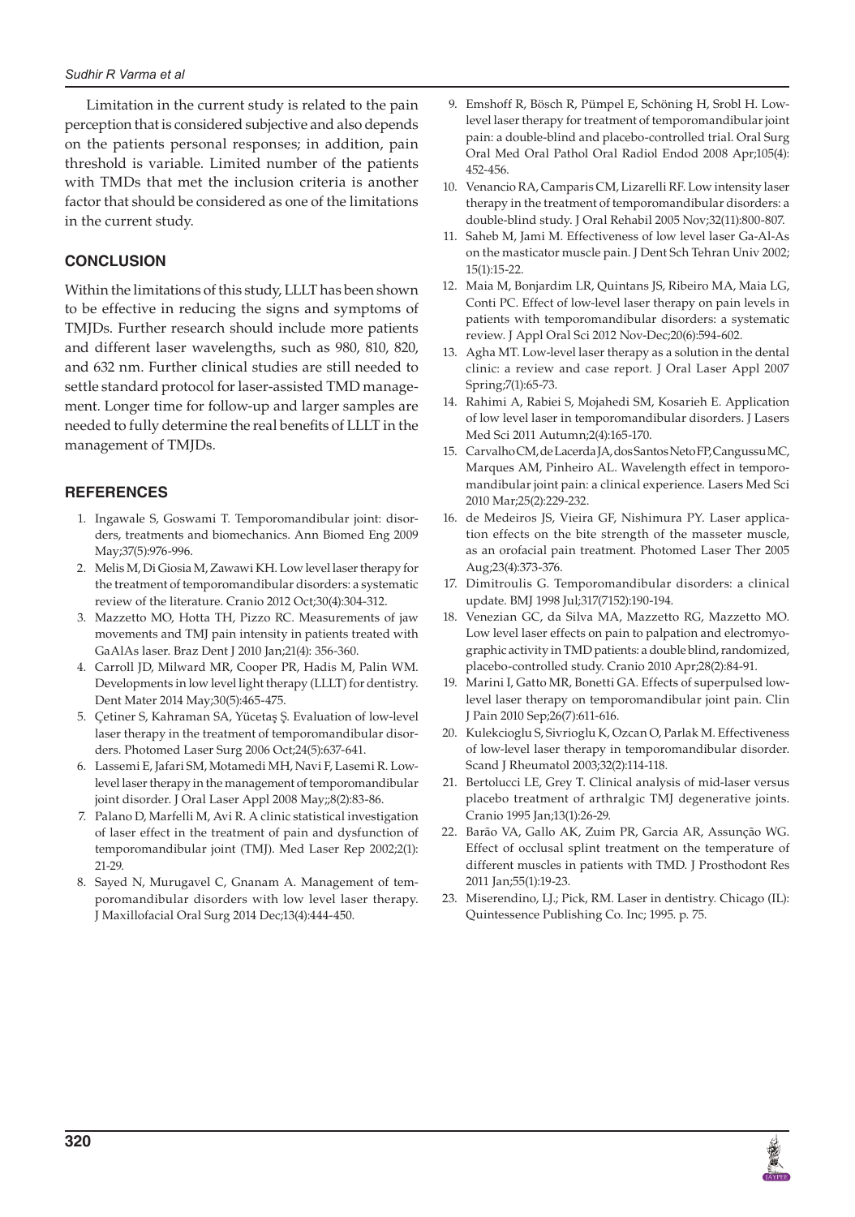Limitation in the current study is related to the pain perception that is considered subjective and also depends on the patients personal responses; in addition, pain threshold is variable. Limited number of the patients with TMDs that met the inclusion criteria is another factor that should be considered as one of the limitations in the current study.

## CONCLUSION

Within the limitations of this study, LLLT has been shown to be effective in reducing the signs and symptoms of TMJDs. Further research should include more patients and different laser wavelengths, such as 980, 810, 820, and 632 nm. Further clinical studies are still needed to settle standard protocol for laser-assisted TMD management. Longer time for follow-up and larger samples are needed to fully determine the real benefits of LLLT in the management of TMJDs.

## REFERENCES

1. Ingawale S, Goswami T. Temporomandibular joint: disorders, treatments and biomechanics. Ann Biomed Eng 2009 May;37(5):976-996.
2. Melis M, Di Giosia M, Zawawi KH. Low level laser therapy for the treatment of temporomandibular disorders: a systematic review of the literature. Cranio 2012 Oct;30(4):304-312.
3. Mazzetto MO, Hotta TH, Pizzo RC. Measurements of jaw movements and TMJ pain intensity in patients treated with GaAlAs laser. Braz Dent J 2010 Jan;21(4): 356-360.
4. Carroll JD, Milward MR, Cooper PR, Hadis M, Palin WM. Developments in low level light therapy (LLLT) for dentistry. Dent Mater 2014 May;30(5):465-475.
5. Çetiner S, Kahraman SA, Yücetaş Ş. Evaluation of low-level laser therapy in the treatment of temporomandibular disorders. Photomed Laser Surg 2006 Oct;24(5):637-641.
6. Lassemi E, Jafari SM, Motamedi MH, Navi F, Lasemi R. Low-level laser therapy in the management of temporomandibular joint disorder. J Oral Laser Appl 2008 May;;8(2):83-86.
7. Palano D, Marfelli M, Avi R. A clinic statistical investigation of laser effect in the treatment of pain and dysfunction of temporomandibular joint (TMJ). Med Laser Rep 2002;2(1): 21-29.
8. Sayed N, Murugavel C, Gnanam A. Management of temporomandibular disorders with low level laser therapy. J Maxillofacial Oral Surg 2014 Dec;13(4):444-450.
9. Emshoff R, Bösch R, Pümpel E, Schöning H, Srobl H. Low-level laser therapy for treatment of temporomandibular joint pain: a double-blind and placebo-controlled trial. Oral Surg Oral Med Oral Pathol Oral Radiol Endod 2008 Apr;105(4): 452-456.
10. Venancio RA, Camparis CM, Lizarelli RF. Low intensity laser therapy in the treatment of temporomandibular disorders: a double-blind study. J Oral Rehabil 2005 Nov;32(11):800-807.
11. Saheb M, Jami M. Effectiveness of low level laser Ga-Al-As on the masticator muscle pain. J Dent Sch Tehran Univ 2002; 15(1):15-22.
12. Maia M, Bonjardim LR, Quintans JS, Ribeiro MA, Maia LG, Conti PC. Effect of low-level laser therapy on pain levels in patients with temporomandibular disorders: a systematic review. J Appl Oral Sci 2012 Nov-Dec;20(6):594-602.
13. Agha MT. Low-level laser therapy as a solution in the dental clinic: a review and case report. J Oral Laser Appl 2007 Spring;7(1):65-73.
14. Rahimi A, Rabiei S, Mojahedi SM, Kosarieh E. Application of low level laser in temporomandibular disorders. J Lasers Med Sci 2011 Autumn;2(4):165-170.
15. Carvalho CM, de Lacerda JA, dos Santos Neto FP, Cangussu MC, Marques AM, Pinheiro AL. Wavelength effect in temporomandibular joint pain: a clinical experience. Lasers Med Sci 2010 Mar;25(2):229-232.
16. de Medeiros JS, Vieira GF, Nishimura PY. Laser application effects on the bite strength of the masseter muscle, as an orofacial pain treatment. Photomed Laser Ther 2005 Aug;23(4):373-376.
17. Dimitroulis G. Temporomandibular disorders: a clinical update. BMJ 1998 Jul;317(7152):190-194.
18. Venezian GC, da Silva MA, Mazzetto RG, Mazzetto MO. Low level laser effects on pain to palpation and electromyographic activity in TMD patients: a double blind, randomized, placebo-controlled study. Cranio 2010 Apr;28(2):84-91.
19. Marini I, Gatto MR, Bonetti GA. Effects of superpulsed low-level laser therapy on temporomandibular joint pain. Clin J Pain 2010 Sep;26(7):611-616.
20. Kulekcioglu S, Sivrioglu K, Ozcan O, Parlak M. Effectiveness of low-level laser therapy in temporomandibular disorder. Scand J Rheumatol 2003;32(2):114-118.
21. Bertolucci LE, Grey T. Clinical analysis of mid-laser versus placebo treatment of arthralgic TMJ degenerative joints. Cranio 1995 Jan;13(1):26-29.
22. Barão VA, Gallo AK, Zuim PR, Garcia AR, Assunção WG. Effect of occlusal splint treatment on the temperature of different muscles in patients with TMD. J Prosthodont Res 2011 Jan;55(1):19-23.
23. Miserendino, LJ.; Pick, RM. Laser in dentistry. Chicago (IL): Quintessence Publishing Co. Inc; 1995. p. 75.